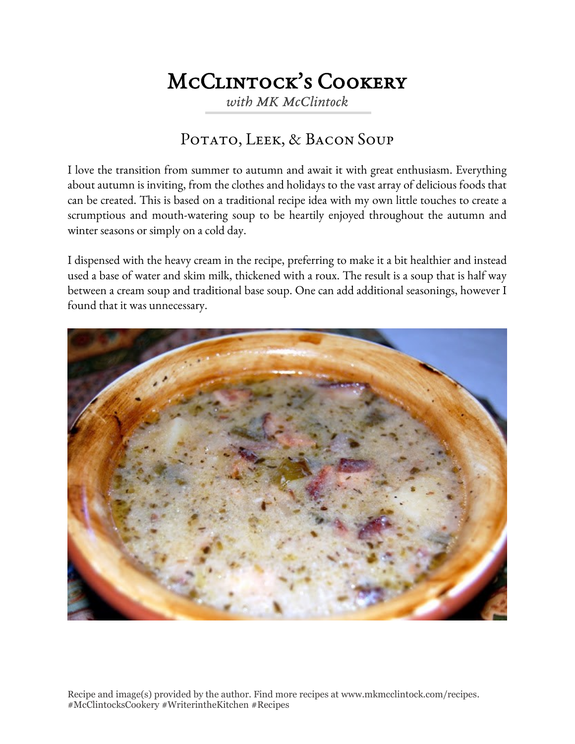# McClintock's Cookery

*with MK McClintock*

## Potato, Leek, & Bacon Soup

I love the transition from summer to autumn and await it with great enthusiasm. Everything about autumn is inviting, from the clothes and holidays to the vast array of delicious foods that can be created. This is based on a traditional recipe idea with my own little touches to create a scrumptious and mouth-watering soup to be heartily enjoyed throughout the autumn and winter seasons or simply on a cold day.

I dispensed with the heavy cream in the recipe, preferring to make it a bit healthier and instead used a base of water and skim milk, thickened with a roux. The result is a soup that is half way between a cream soup and traditional base soup. One can add additional seasonings, however I found that it was unnecessary.

Recipe and image(s) provided by the author. Find more recipes at www.mkmcclintock.com/recipes. #McClintocksCookery #WriterintheKitchen #Recipes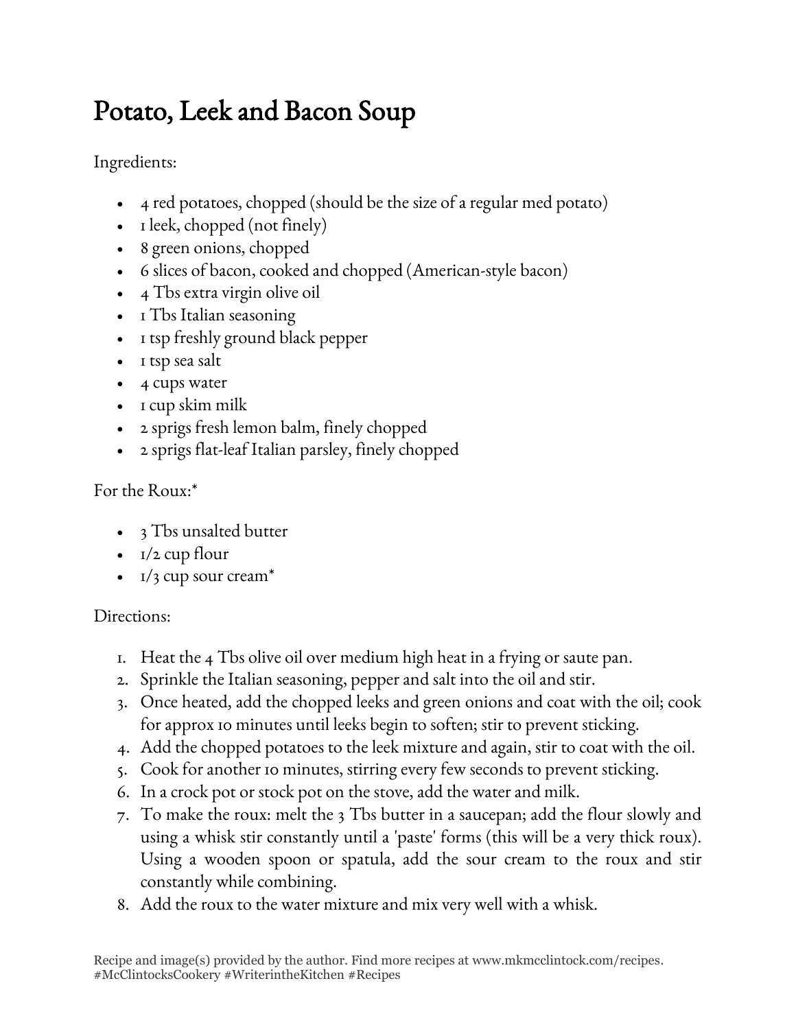# Potato, Leek and Bacon Soup

Ingredients:

- 4 red potatoes, chopped (should be the size of a regular med potato)
- 1 leek, chopped (not finely)
- 8 green onions, chopped
- 6 slices of bacon, cooked and chopped (American-style bacon)
- 4 Tbs extra virgin olive oil
- 1 Tbs Italian seasoning
- 1 tsp freshly ground black pepper
- 1 tsp sea salt
- 4 cups water
- 1 cup skim milk
- 2 sprigs fresh lemon balm, finely chopped
- 2 sprigs flat-leaf Italian parsley, finely chopped

For the Roux:*

- 3 Tbs unsalted butter
- 1/2 cup flour
- 1/3 cup sour cream*

Directions:

1. Heat the 4 Tbs olive oil over medium high heat in a frying or saute pan.
2. Sprinkle the Italian seasoning, pepper and salt into the oil and stir.
3. Once heated, add the chopped leeks and green onions and coat with the oil; cook for approx 10 minutes until leeks begin to soften; stir to prevent sticking.
4. Add the chopped potatoes to the leek mixture and again, stir to coat with the oil.
5. Cook for another 10 minutes, stirring every few seconds to prevent sticking.
6. In a crock pot or stock pot on the stove, add the water and milk.
7. To make the roux: melt the 3 Tbs butter in a saucepan; add the flour slowly and using a whisk stir constantly until a 'paste' forms (this will be a very thick roux). Using a wooden spoon or spatula, add the sour cream to the roux and stir constantly while combining.
8. Add the roux to the water mixture and mix very well with a whisk.

Recipe and image(s) provided by the author. Find more recipes at www.mkmcclintock.com/recipes. #McClintocksCookery #WriterintheKitchen #Recipes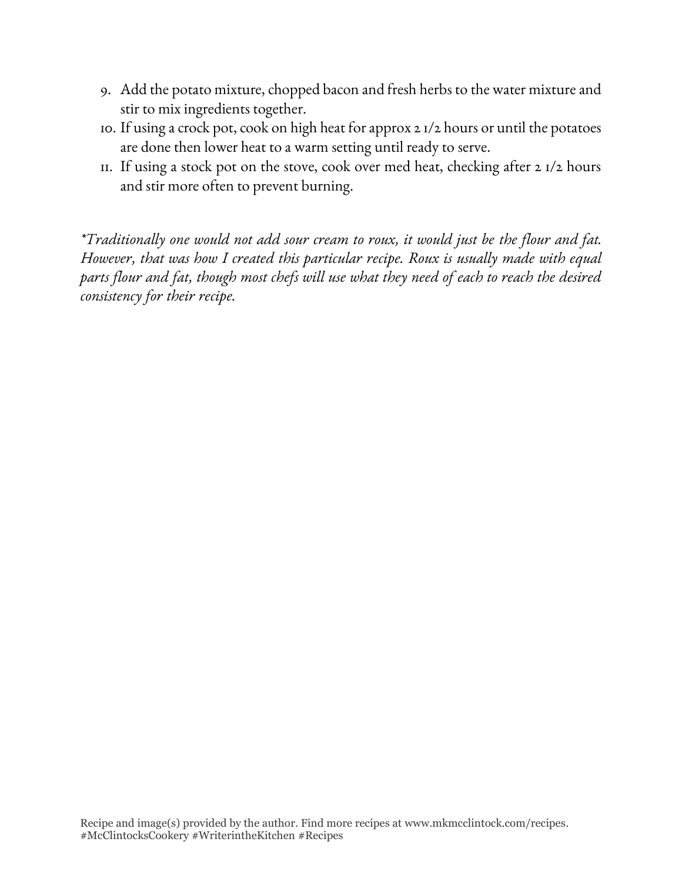9. Add the potato mixture, chopped bacon and fresh herbs to the water mixture and stir to mix ingredients together.
10. If using a crock pot, cook on high heat for approx 2 1/2 hours or until the potatoes are done then lower heat to a warm setting until ready to serve.
11. If using a stock pot on the stove, cook over med heat, checking after 2 1/2 hours and stir more often to prevent burning.

**Traditionally one would not add sour cream to roux, it would just be the flour and fat. However, that was how I created this particular recipe. Roux is usually made with equal parts flour and fat, though most chefs will use what they need of each to reach the desired consistency for their recipe.*

Recipe and image(s) provided by the author. Find more recipes at www.mkmcclintock.com/recipes. #McClintocksCookery #WriterintheKitchen #Recipes